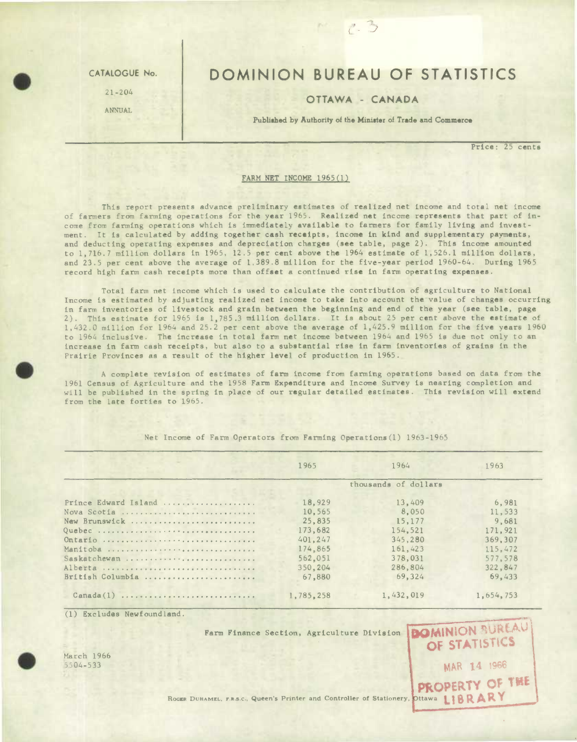CATALOGUE No.

21-204

ANNUAL

# DOMINION BUREAU OF STATISTICS

## OTTAWA - CANADA

**Published by Authority of the Minister of Trade and Commerce**

Price: 25 cents

### FARM NET INCOME 1965(1)

This report presents advance preliminary estimates of realized net income and total net income of farmers from farming operations for the year 1965. Realized net income represents that part of income from farming operations which is immediately available to farmers for family living and investment. It is calculated by adding together cash receipts, income in kind and supplementary payments, and deducting operating expenses and depreciation charges (see table, page 2). This income amounted to 1,716.7 million dollars in 1965, 12.5 per cent above the 1964 estimate of 1,526.1 million dollars, and 23.5 per cent above the average of 1,389.8 million for the five-year period 1960-64. During 1965 record high farm cash receipts more than offset a continued rise in farm operating expenses.

Total farm net income which is used to calculate the contribution of agriculture to National Income is estimated by adjusting realized net income to take into account the value of changes occurring in farm inventories of livestock and grain between the beginning and end of the year (see table, page 2). This estimate for 1965 is 1,785.3 million dollars. It is about 25 per cent above the estimate of 1,432.0 million for 1964 and 25.2 per cent above the average of 1,425.9 million for the five years 1960 to 1964 inclusive. The increase in total farm net income between 1964 and 1965 is due not only to an increase in farm cash receipts, but also to a substantial rise in farm inventories of grains in the Prairie Provinces as a result of the higher level of production in 1965.

A complete revision of estimates of farm income from farming operations based on data from the 1961 Census of Agriculture and the 1958 Farm Expenditure and Income Survey is nearing completion and will be published in the spring in place of our regular detailed estimates. This revision will extend from the late forties to 1965.

Net Income of Farm Operators from Farming Operations(1) 1963-1965

| | 1965 | 1964 | 1963 |
|---|---|---|---|
| | | thousands of dollars | |
| Prince Edward Island | 18,929 | 13,409 | 6,981 |
| Nova Scotia | 10,565 | 8,050 | 11,533 |
| New Brunswick | 25,835 | 15,177 | 9,681 |
| Quebec | 173,682 | 154,521 | 171,921 |
| Ontario | 401,247 | 345,280 | 369,307 |
| Manitoba | 174,865 | 161,423 | 115,472 |
| Saskatchewan | 562,051 | 378,031 | 577,578 |
| Alberta | 350,204 | 286,804 | 322,847 |
| British Columbia | 67,880 | 69,324 | 69,433 |
| Canada(1) | 1,785,258 | 1,432,019 | 1,654,753 |

(1) Excludes Newfoundland.

Farm Finance Section, Agriculture Division

March 1966
5504-533

ROGER DUHAMEL, F.R.S.C., Queen's Printer and Controller of Stationery, Ottawa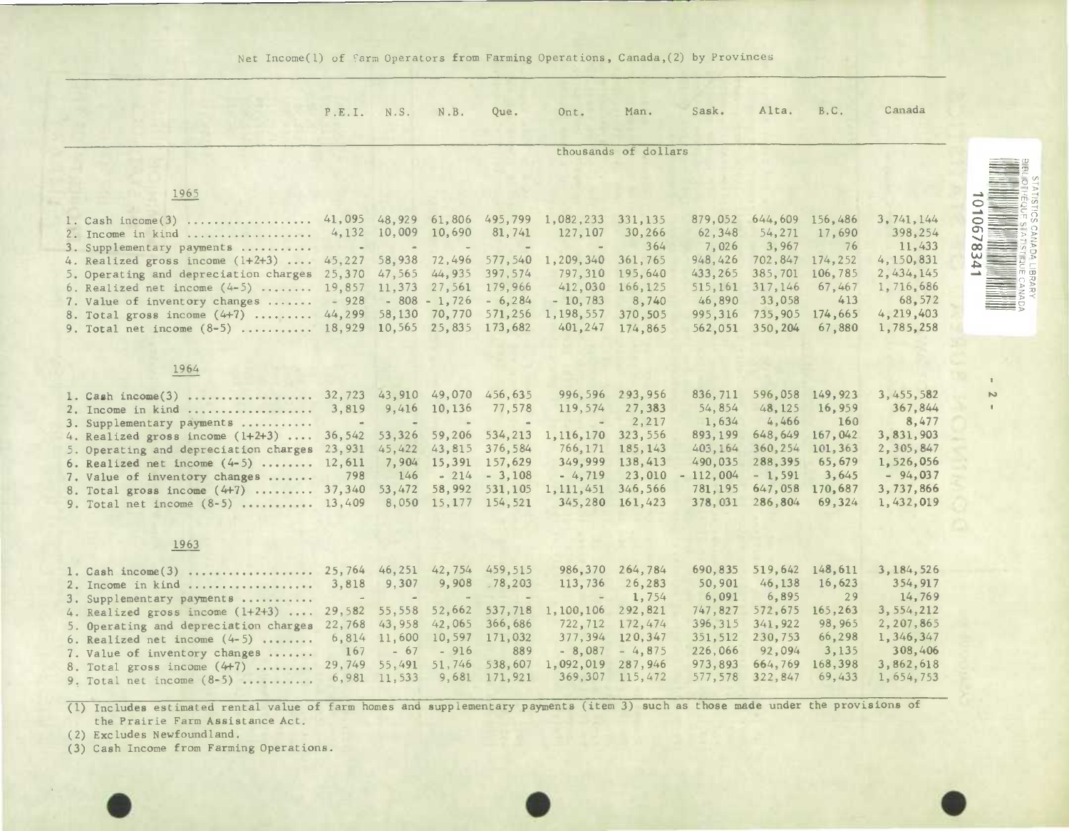Net Income(1) of Farm Operators from Farming Operations, Canada,(2) by Provinces

| | P.E.I. | N.S. | N.B. | Que. | Ont. | Man. | Sask. | Alta. | B.C. | Canada |
|---|---|---|---|---|---|---|---|---|---|---|
| | thousands of dollars | | | | | | | | | |
| **1965** | | | | | | | | | | |
| 1. Cash income(3) .................. | 41,095 | 48,929 | 61,806 | 495,799 | 1,082,233 | 331,135 | 879,052 | 644,609 | 156,486 | 3,741,144 |
| 2. Income in kind .................. | 4,132 | 10,009 | 10,690 | 81,741 | 127,107 | 30,266 | 62,348 | 54,271 | 17,690 | 398,254 |
| 3. Supplementary payments .......... | - | - | - | - | - | 364 | 7,026 | 3,967 | 76 | 11,433 |
| 4. Realized gross income (1+2+3) .... | 45,227 | 58,938 | 72,496 | 577,540 | 1,209,340 | 361,765 | 948,426 | 702,847 | 174,252 | 4,150,831 |
| 5. Operating and depreciation charges | 25,370 | 47,565 | 44,935 | 397,574 | 797,310 | 195,640 | 433,265 | 385,701 | 106,785 | 2,434,145 |
| 6. Realized net income (4-5) ........ | 19,857 | 11,373 | 27,561 | 179,966 | 412,030 | 166,125 | 515,161 | 317,146 | 67,467 | 1,716,686 |
| 7. Value of inventory changes ....... | - 928 | - 808 | - 1,726 | - 6,284 | - 10,783 | 8,740 | 46,890 | 33,058 | 413 | 68,572 |
| 8. Total gross income (4+7) ......... | 44,299 | 58,130 | 70,770 | 571,256 | 1,198,557 | 370,505 | 995,316 | 735,905 | 174,665 | 4,219,403 |
| 9. Total net income (8-5) ........... | 18,929 | 10,565 | 25,835 | 173,682 | 401,247 | 174,865 | 562,051 | 350,204 | 67,880 | 1,785,258 |
| **1964** | | | | | | | | | | |
| 1. Cash income(3) .................. | 32,723 | 43,910 | 49,070 | 456,635 | 996,596 | 293,956 | 836,711 | 596,058 | 149,923 | 3,455,582 |
| 2. Income in kind .................. | 3,819 | 9,416 | 10,136 | 77,578 | 119,574 | 27,383 | 54,854 | 48,125 | 16,959 | 367,844 |
| 3. Supplementary payments .......... | - | - | - | - | - | 2,217 | 1,634 | 4,466 | 160 | 8,477 |
| 4. Realized gross income (1+2+3) .... | 36,542 | 53,326 | 59,206 | 534,213 | 1,116,170 | 323,556 | 893,199 | 648,649 | 167,042 | 3,831,903 |
| 5. Operating and depreciation charges | 23,931 | 45,422 | 43,815 | 376,584 | 766,171 | 185,143 | 403,164 | 360,254 | 101,363 | 2,305,847 |
| 6. Realized net income (4-5) ........ | 12,611 | 7,904 | 15,391 | 157,629 | 349,999 | 138,413 | 490,035 | 288,395 | 65,679 | 1,526,056 |
| 7. Value of inventory changes ....... | 798 | 146 | - 214 | - 3,108 | - 4,719 | 23,010 | - 112,004 | - 1,591 | 3,645 | - 94,037 |
| 8. Total gross income (4+7) ......... | 37,340 | 53,472 | 58,992 | 531,105 | 1,111,451 | 346,566 | 781,195 | 647,058 | 170,687 | 3,737,866 |
| 9. Total net income (8-5) ........... | 13,409 | 8,050 | 15,177 | 154,521 | 345,280 | 161,423 | 378,031 | 286,804 | 69,324 | 1,432,019 |
| **1963** | | | | | | | | | | |
| 1. Cash income(3) .................. | 25,764 | 46,251 | 42,754 | 459,515 | 986,370 | 264,784 | 690,835 | 519,642 | 148,611 | 3,184,526 |
| 2. Income in kind .................. | 3,818 | 9,307 | 9,908 | 78,203 | 113,736 | 26,283 | 50,901 | 46,138 | 16,623 | 354,917 |
| 3. Supplementary payments .......... | - | - | - | - | - | 1,754 | 6,091 | 6,895 | 29 | 14,769 |
| 4. Realized gross income (1+2+3) .... | 29,582 | 55,558 | 52,662 | 537,718 | 1,100,106 | 292,821 | 747,827 | 572,675 | 165,263 | 3,554,212 |
| 5. Operating and depreciation charges | 22,768 | 43,958 | 42,065 | 366,686 | 722,712 | 172,474 | 396,315 | 341,922 | 98,965 | 2,207,865 |
| 6. Realized net income (4-5) ........ | 6,814 | 11,600 | 10,597 | 171,032 | 377,394 | 120,347 | 351,512 | 230,753 | 66,298 | 1,346,347 |
| 7. Value of inventory changes ....... | 167 | - 67 | - 916 | 889 | - 8,087 | - 4,875 | 226,066 | 92,094 | 3,135 | 308,406 |
| 8. Total gross income (4+7) ......... | 29,749 | 55,491 | 51,746 | 538,607 | 1,092,019 | 287,946 | 973,893 | 664,769 | 168,398 | 3,862,618 |
| 9. Total net income (8-5) ........... | 6,981 | 11,533 | 9,681 | 171,921 | 369,307 | 115,472 | 577,578 | 322,847 | 69,433 | 1,654,753 |

(1) Includes estimated rental value of farm homes and supplementary payments (item 3) such as those made under the provisions of the Prairie Farm Assistance Act.

(2) Excludes Newfoundland.

(3) Cash Income from Farming Operations.